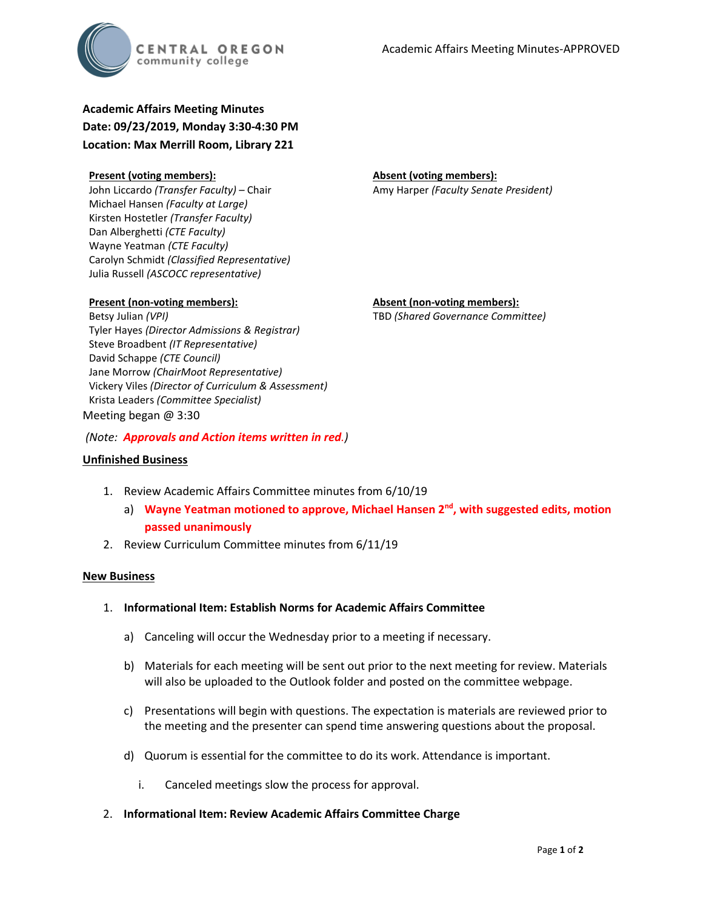**Academic Affairs Meeting Minutes**
**Date: 09/23/2019, Monday 3:30-4:30 PM**
**Location: Max Merrill Room, Library 221**

**Present (voting members):**
John Liccardo *(Transfer Faculty)* – Chair
Michael Hansen *(Faculty at Large)*
Kirsten Hostetler *(Transfer Faculty)*
Dan Alberghetti *(CTE Faculty)*
Wayne Yeatman *(CTE Faculty)*
Carolyn Schmidt *(Classified Representative)*
Julia Russell *(ASCOCC representative)*

**Absent (voting members):**
Amy Harper *(Faculty Senate President)*

**Present (non-voting members):**
Betsy Julian *(VPI)*
Tyler Hayes *(Director Admissions & Registrar)*
Steve Broadbent *(IT Representative)*
David Schappe *(CTE Council)*
Jane Morrow *(ChairMoot Representative)*
Vickery Viles *(Director of Curriculum & Assessment)*
Krista Leaders *(Committee Specialist)*

**Absent (non-voting members):**
TBD *(Shared Governance Committee)*

Meeting began @ 3:30

*(Note: **Approvals and Action items written in red**.)*

## Unfinished Business

1. Review Academic Affairs Committee minutes from 6/10/19
   a) **Wayne Yeatman motioned to approve, Michael Hansen 2nd, with suggested edits, motion passed unanimously**
2. Review Curriculum Committee minutes from 6/11/19

## New Business

1. **Informational Item: Establish Norms for Academic Affairs Committee**
   a) Canceling will occur the Wednesday prior to a meeting if necessary.
   b) Materials for each meeting will be sent out prior to the next meeting for review. Materials will also be uploaded to the Outlook folder and posted on the committee webpage.
   c) Presentations will begin with questions. The expectation is materials are reviewed prior to the meeting and the presenter can spend time answering questions about the proposal.
   d) Quorum is essential for the committee to do its work. Attendance is important.
      i. Canceled meetings slow the process for approval.
2. **Informational Item: Review Academic Affairs Committee Charge**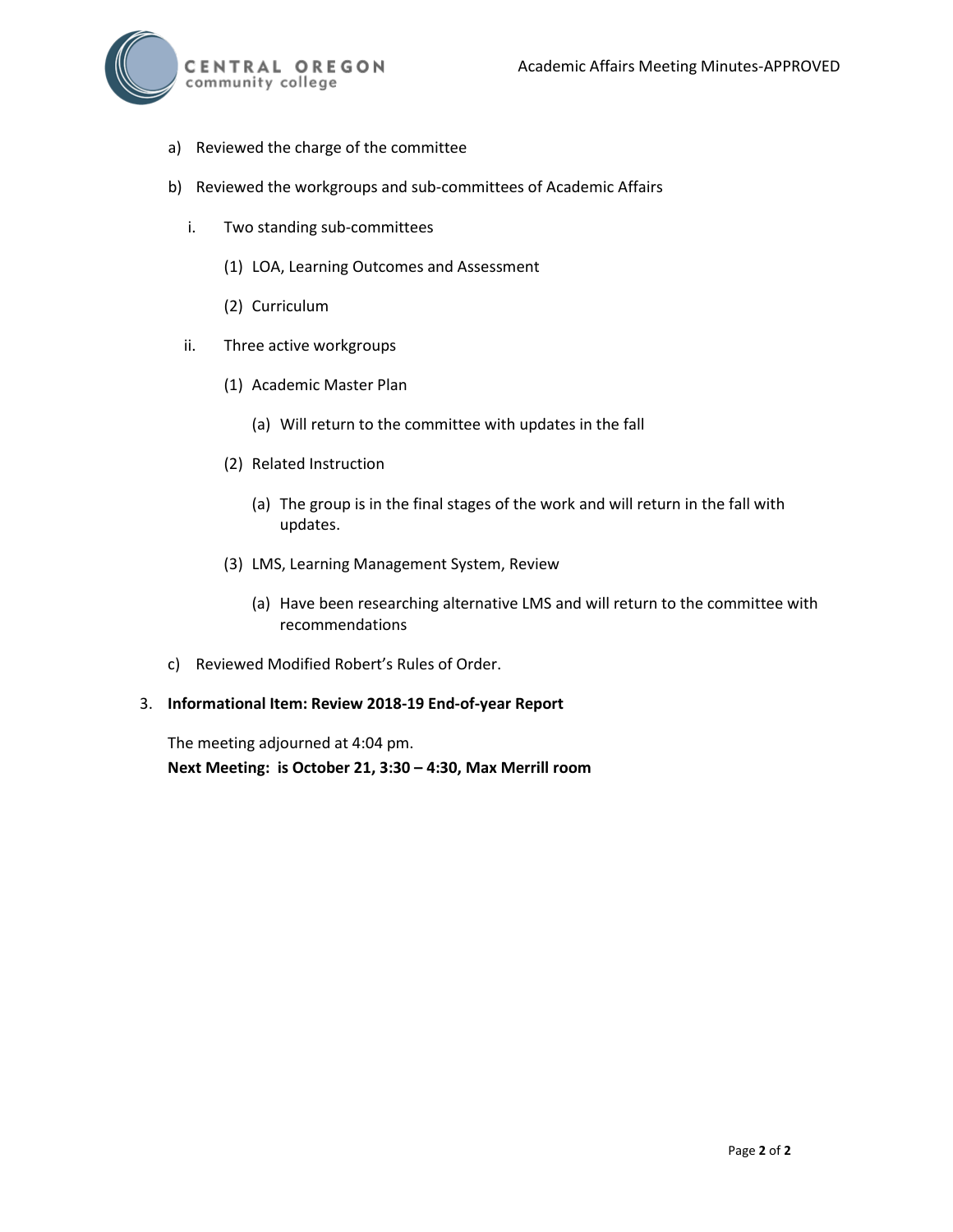a) Reviewed the charge of the committee

b) Reviewed the workgroups and sub-committees of Academic Affairs

   i. Two standing sub-committees

      (1) LOA, Learning Outcomes and Assessment

      (2) Curriculum

   ii. Three active workgroups

      (1) Academic Master Plan

         (a) Will return to the committee with updates in the fall

      (2) Related Instruction

         (a) The group is in the final stages of the work and will return in the fall with updates.

      (3) LMS, Learning Management System, Review

         (a) Have been researching alternative LMS and will return to the committee with recommendations

c) Reviewed Modified Robert's Rules of Order.

3. **Informational Item: Review 2018-19 End-of-year Report**

   The meeting adjourned at 4:04 pm.
   **Next Meeting: is October 21, 3:30 – 4:30, Max Merrill room**